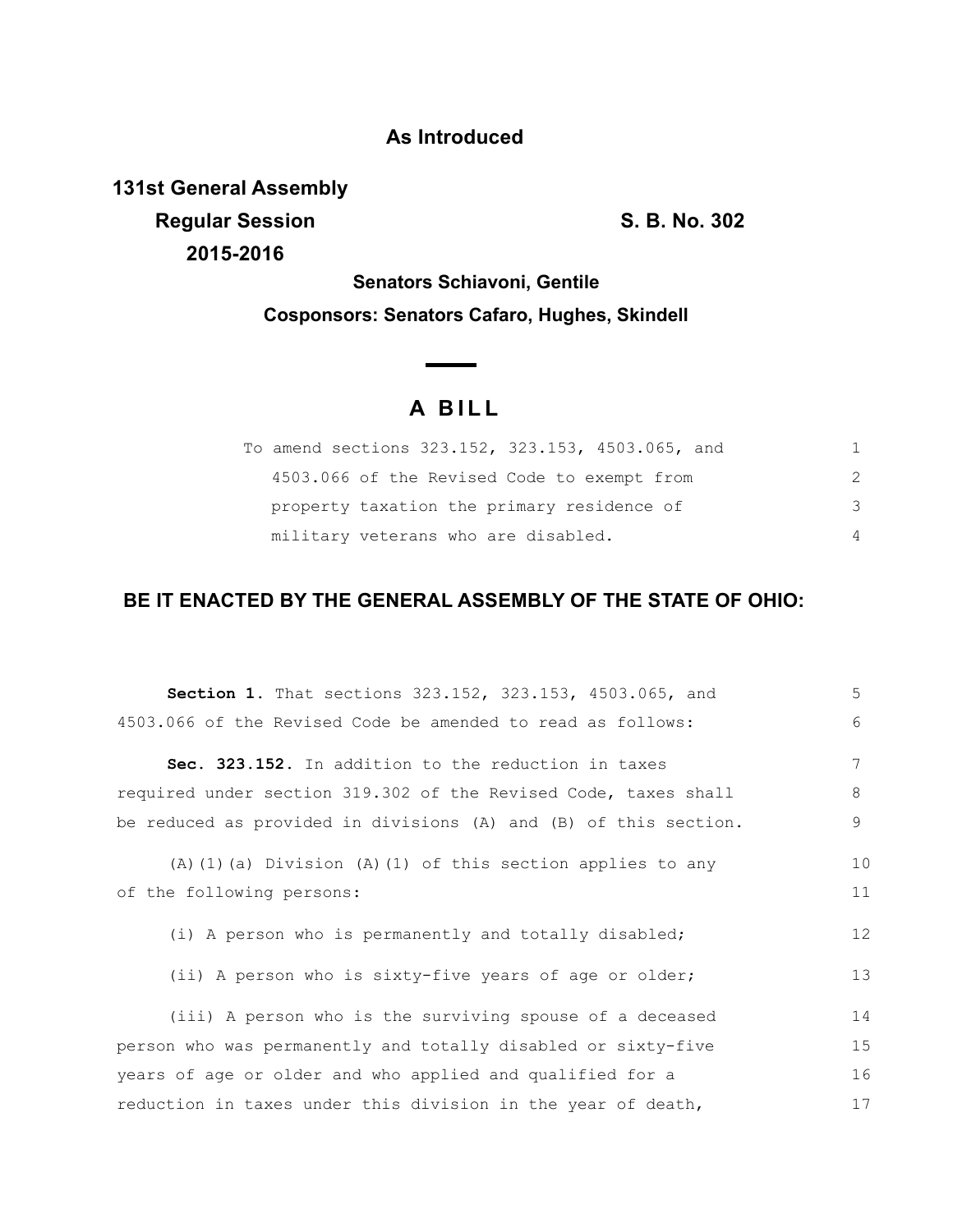# As Introduced

**131st General Assembly**
**Regular Session**
**2015-2016**

**S. B. No. 302**

**Senators Schiavoni, Gentile**

**Cosponsors: Senators Cafaro, Hughes, Skindell**

## A BILL

To amend sections 323.152, 323.153, 4503.065, and 4503.066 of the Revised Code to exempt from property taxation the primary residence of military veterans who are disabled.

**BE IT ENACTED BY THE GENERAL ASSEMBLY OF THE STATE OF OHIO:**

**Section 1.** That sections 323.152, 323.153, 4503.065, and 4503.066 of the Revised Code be amended to read as follows:

**Sec. 323.152.** In addition to the reduction in taxes required under section 319.302 of the Revised Code, taxes shall be reduced as provided in divisions (A) and (B) of this section.

(A)(1)(a) Division (A)(1) of this section applies to any of the following persons:

(i) A person who is permanently and totally disabled;

(ii) A person who is sixty-five years of age or older;

(iii) A person who is the surviving spouse of a deceased person who was permanently and totally disabled or sixty-five years of age or older and who applied and qualified for a reduction in taxes under this division in the year of death,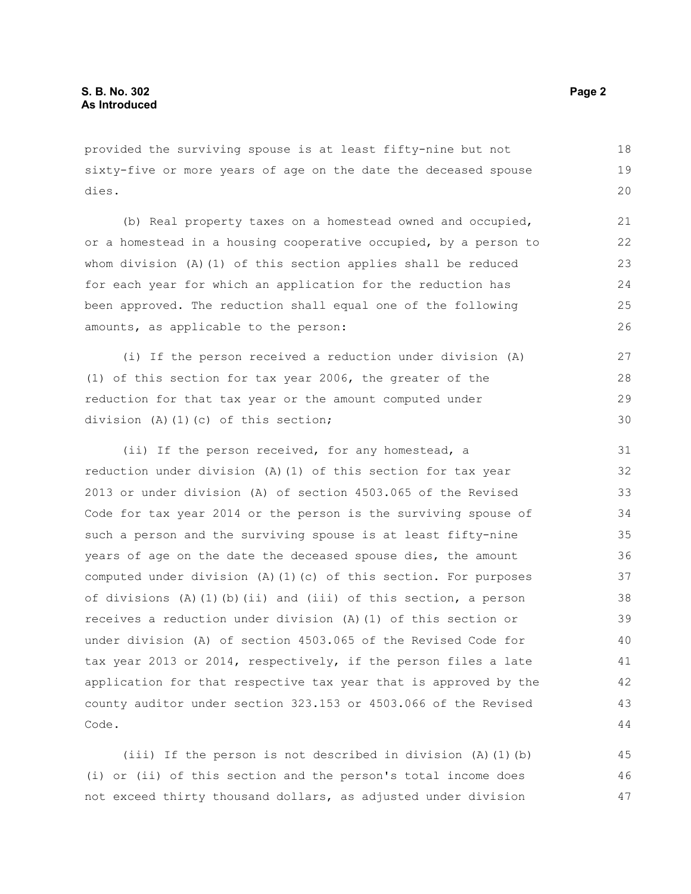provided the surviving spouse is at least fifty-nine but not sixty-five or more years of age on the date the deceased spouse dies.

(b) Real property taxes on a homestead owned and occupied, or a homestead in a housing cooperative occupied, by a person to whom division (A)(1) of this section applies shall be reduced for each year for which an application for the reduction has been approved. The reduction shall equal one of the following amounts, as applicable to the person:

(i) If the person received a reduction under division (A)(1) of this section for tax year 2006, the greater of the reduction for that tax year or the amount computed under division (A)(1)(c) of this section;

(ii) If the person received, for any homestead, a reduction under division (A)(1) of this section for tax year 2013 or under division (A) of section 4503.065 of the Revised Code for tax year 2014 or the person is the surviving spouse of such a person and the surviving spouse is at least fifty-nine years of age on the date the deceased spouse dies, the amount computed under division (A)(1)(c) of this section. For purposes of divisions (A)(1)(b)(ii) and (iii) of this section, a person receives a reduction under division (A)(1) of this section or under division (A) of section 4503.065 of the Revised Code for tax year 2013 or 2014, respectively, if the person files a late application for that respective tax year that is approved by the county auditor under section 323.153 or 4503.066 of the Revised Code.

(iii) If the person is not described in division (A)(1)(b)(i) or (ii) of this section and the person's total income does not exceed thirty thousand dollars, as adjusted under division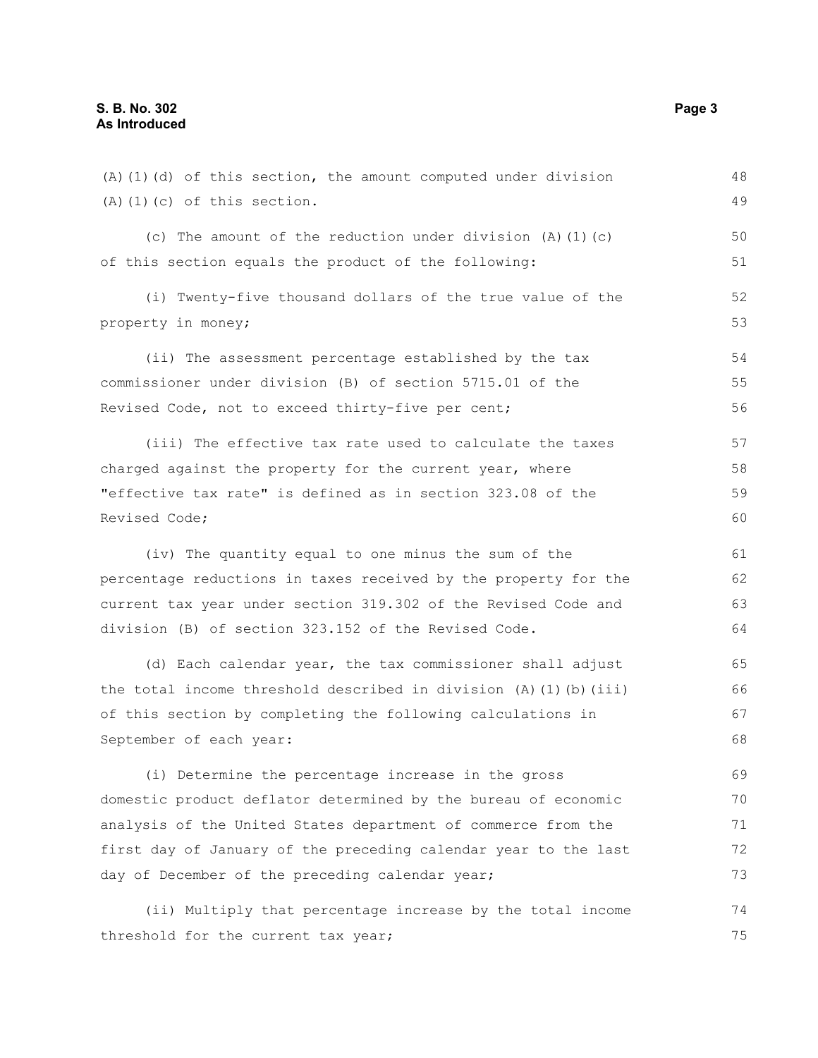(A)(1)(d) of this section, the amount computed under division (A)(1)(c) of this section.

(c) The amount of the reduction under division (A)(1)(c) of this section equals the product of the following:

(i) Twenty-five thousand dollars of the true value of the property in money;

(ii) The assessment percentage established by the tax commissioner under division (B) of section 5715.01 of the Revised Code, not to exceed thirty-five per cent;

(iii) The effective tax rate used to calculate the taxes charged against the property for the current year, where "effective tax rate" is defined as in section 323.08 of the Revised Code;

(iv) The quantity equal to one minus the sum of the percentage reductions in taxes received by the property for the current tax year under section 319.302 of the Revised Code and division (B) of section 323.152 of the Revised Code.

(d) Each calendar year, the tax commissioner shall adjust the total income threshold described in division (A)(1)(b)(iii) of this section by completing the following calculations in September of each year:

(i) Determine the percentage increase in the gross domestic product deflator determined by the bureau of economic analysis of the United States department of commerce from the first day of January of the preceding calendar year to the last day of December of the preceding calendar year;

(ii) Multiply that percentage increase by the total income threshold for the current tax year;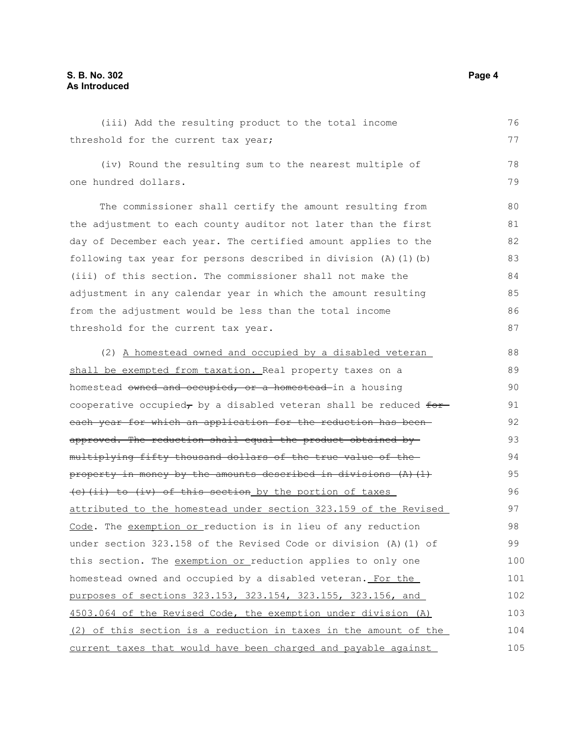(iii) Add the resulting product to the total income threshold for the current tax year;

(iv) Round the resulting sum to the nearest multiple of one hundred dollars.

The commissioner shall certify the amount resulting from the adjustment to each county auditor not later than the first day of December each year. The certified amount applies to the following tax year for persons described in division (A)(1)(b)(iii) of this section. The commissioner shall not make the adjustment in any calendar year in which the amount resulting from the adjustment would be less than the total income threshold for the current tax year.

(2) <u>A homestead owned and occupied by a disabled veteran shall be exempted from taxation.</u> Real property taxes on a homestead ~~owned and occupied, or a homestead~~ in a housing cooperative occupied~~,~~ by a disabled veteran shall be reduced ~~for each year for which an application for the reduction has been approved. The reduction shall equal the product obtained by multiplying fifty thousand dollars of the true value of the property in money by the amounts described in divisions (A)(1)(c)(ii) to (iv) of this section~~ <u>by the portion of taxes attributed to the homestead under section 323.159 of the Revised Code</u>. The <u>exemption or</u> reduction is in lieu of any reduction under section 323.158 of the Revised Code or division (A)(1) of this section. The <u>exemption or</u> reduction applies to only one homestead owned and occupied by a disabled veteran. <u>For the purposes of sections 323.153, 323.154, 323.155, 323.156, and 4503.064 of the Revised Code, the exemption under division (A)(2) of this section is a reduction in taxes in the amount of the current taxes that would have been charged and payable against</u>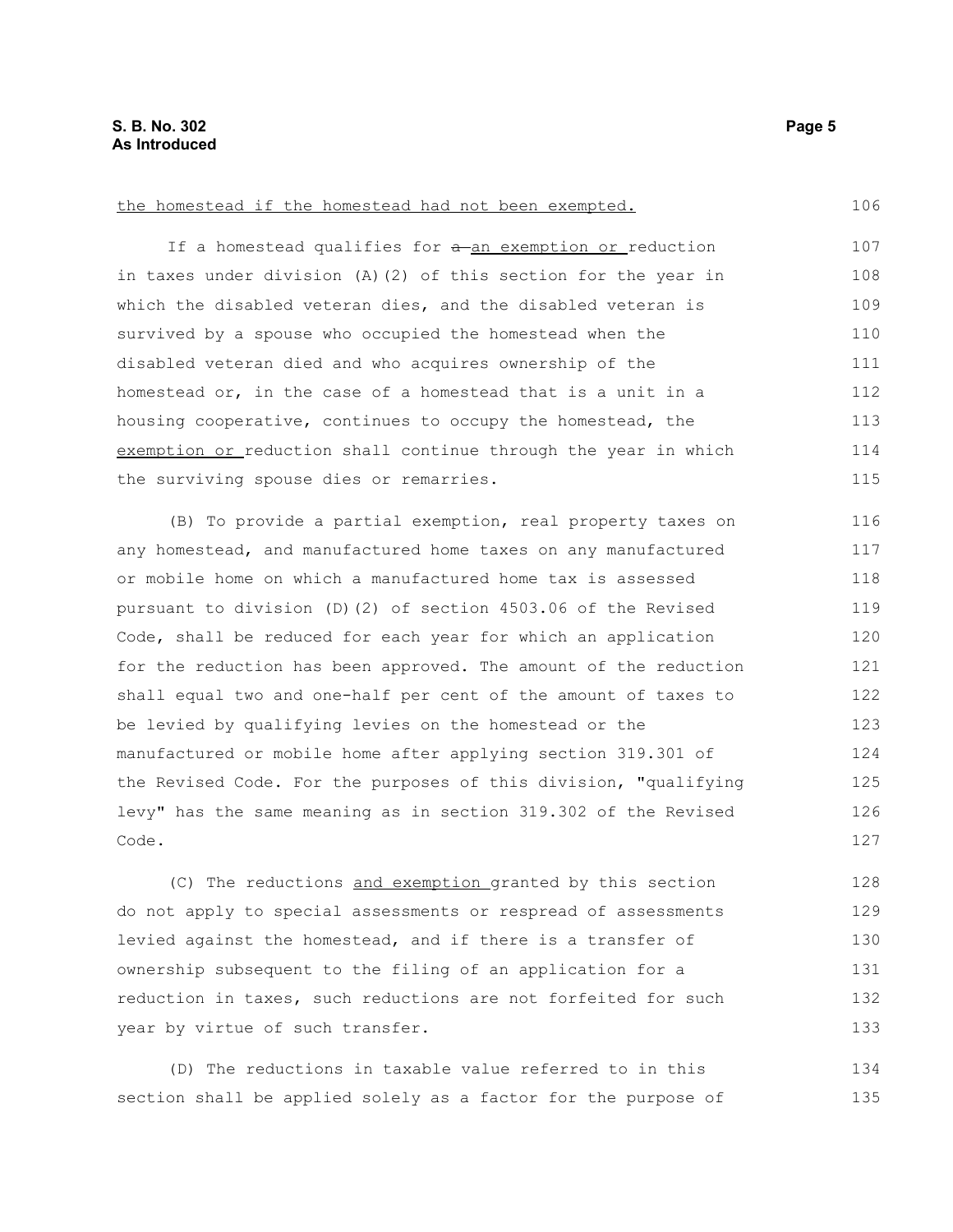the homestead if the homestead had not been exempted.

If a homestead qualifies for ~~a~~ an exemption or reduction in taxes under division (A)(2) of this section for the year in which the disabled veteran dies, and the disabled veteran is survived by a spouse who occupied the homestead when the disabled veteran died and who acquires ownership of the homestead or, in the case of a homestead that is a unit in a housing cooperative, continues to occupy the homestead, the exemption or reduction shall continue through the year in which the surviving spouse dies or remarries.

(B) To provide a partial exemption, real property taxes on any homestead, and manufactured home taxes on any manufactured or mobile home on which a manufactured home tax is assessed pursuant to division (D)(2) of section 4503.06 of the Revised Code, shall be reduced for each year for which an application for the reduction has been approved. The amount of the reduction shall equal two and one-half per cent of the amount of taxes to be levied by qualifying levies on the homestead or the manufactured or mobile home after applying section 319.301 of the Revised Code. For the purposes of this division, "qualifying levy" has the same meaning as in section 319.302 of the Revised Code.

(C) The reductions and exemption granted by this section do not apply to special assessments or respread of assessments levied against the homestead, and if there is a transfer of ownership subsequent to the filing of an application for a reduction in taxes, such reductions are not forfeited for such year by virtue of such transfer.

(D) The reductions in taxable value referred to in this section shall be applied solely as a factor for the purpose of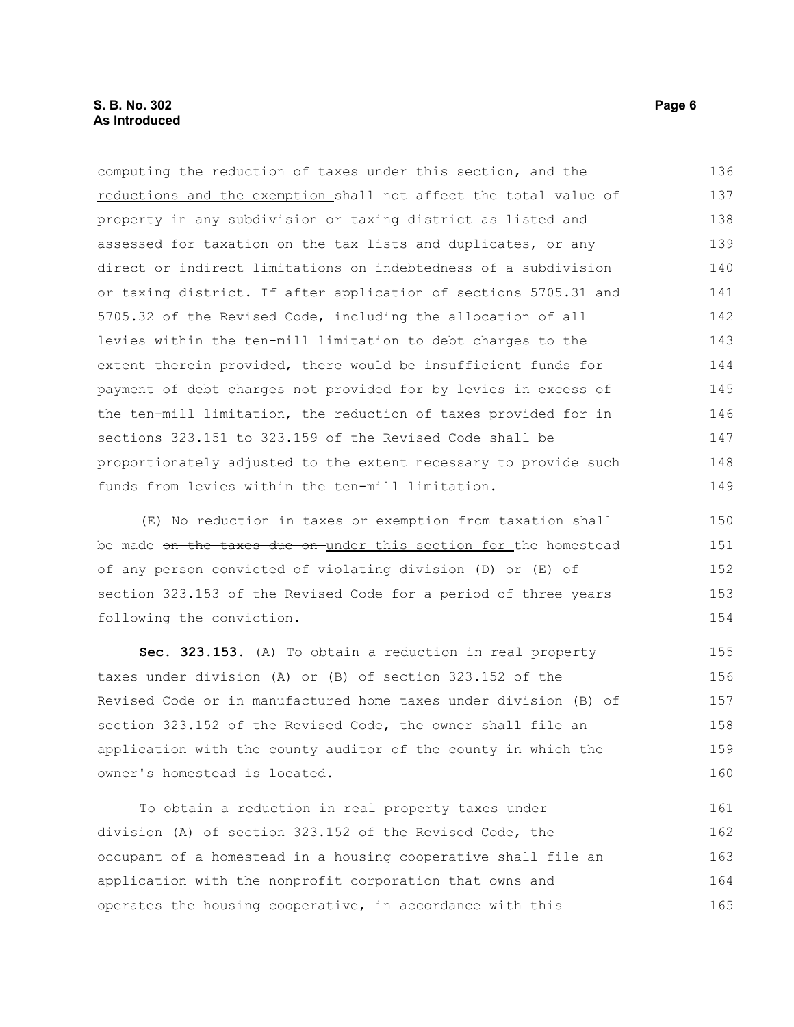computing the reduction of taxes under this section, and the reductions and the exemption shall not affect the total value of property in any subdivision or taxing district as listed and assessed for taxation on the tax lists and duplicates, or any direct or indirect limitations on indebtedness of a subdivision or taxing district. If after application of sections 5705.31 and 5705.32 of the Revised Code, including the allocation of all levies within the ten-mill limitation to debt charges to the extent therein provided, there would be insufficient funds for payment of debt charges not provided for by levies in excess of the ten-mill limitation, the reduction of taxes provided for in sections 323.151 to 323.159 of the Revised Code shall be proportionately adjusted to the extent necessary to provide such funds from levies within the ten-mill limitation.

(E) No reduction in taxes or exemption from taxation shall be made ~~on the taxes due on~~ under this section for the homestead of any person convicted of violating division (D) or (E) of section 323.153 of the Revised Code for a period of three years following the conviction.

**Sec. 323.153.** (A) To obtain a reduction in real property taxes under division (A) or (B) of section 323.152 of the Revised Code or in manufactured home taxes under division (B) of section 323.152 of the Revised Code, the owner shall file an application with the county auditor of the county in which the owner's homestead is located.

To obtain a reduction in real property taxes under division (A) of section 323.152 of the Revised Code, the occupant of a homestead in a housing cooperative shall file an application with the nonprofit corporation that owns and operates the housing cooperative, in accordance with this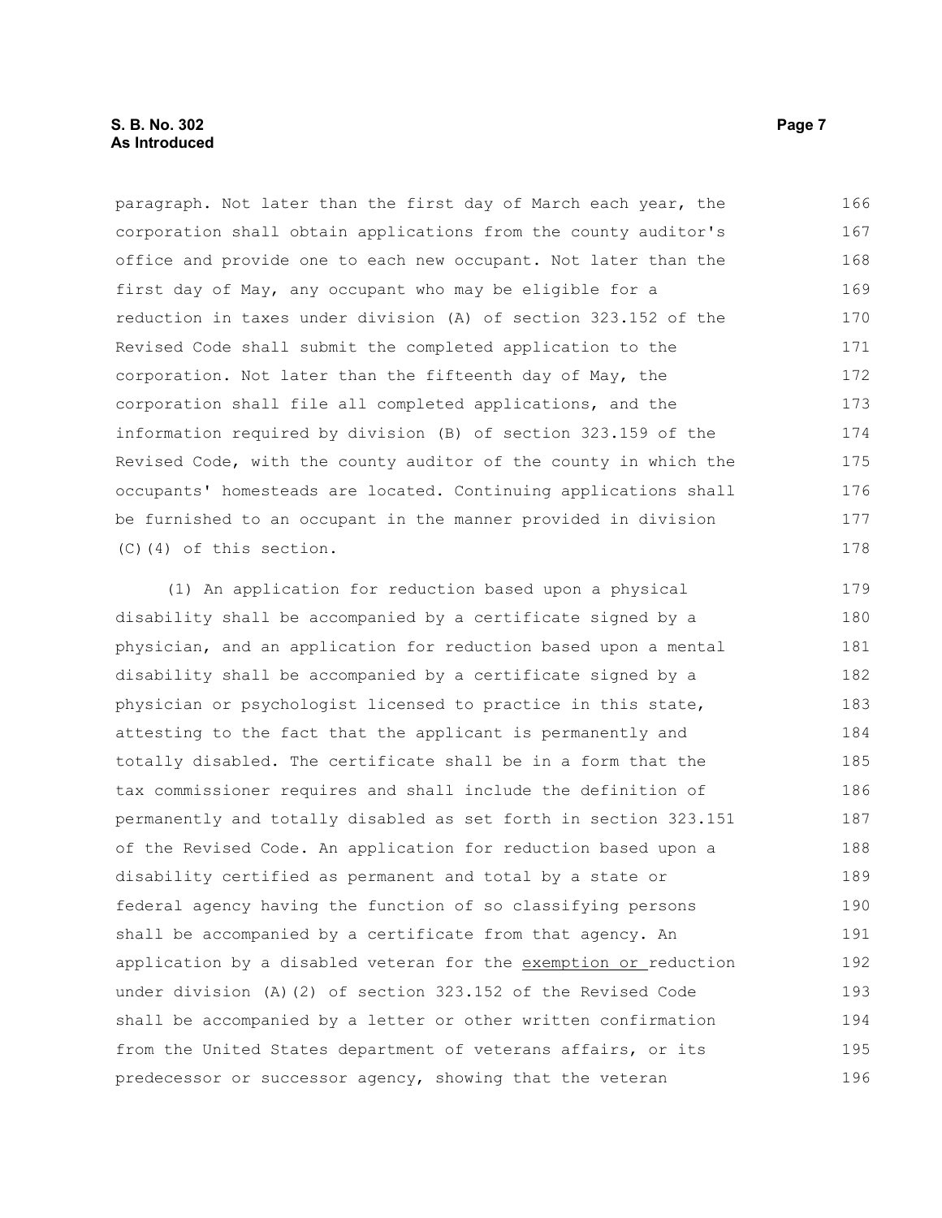paragraph. Not later than the first day of March each year, the corporation shall obtain applications from the county auditor's office and provide one to each new occupant. Not later than the first day of May, any occupant who may be eligible for a reduction in taxes under division (A) of section 323.152 of the Revised Code shall submit the completed application to the corporation. Not later than the fifteenth day of May, the corporation shall file all completed applications, and the information required by division (B) of section 323.159 of the Revised Code, with the county auditor of the county in which the occupants' homesteads are located. Continuing applications shall be furnished to an occupant in the manner provided in division (C)(4) of this section.

(1) An application for reduction based upon a physical disability shall be accompanied by a certificate signed by a physician, and an application for reduction based upon a mental disability shall be accompanied by a certificate signed by a physician or psychologist licensed to practice in this state, attesting to the fact that the applicant is permanently and totally disabled. The certificate shall be in a form that the tax commissioner requires and shall include the definition of permanently and totally disabled as set forth in section 323.151 of the Revised Code. An application for reduction based upon a disability certified as permanent and total by a state or federal agency having the function of so classifying persons shall be accompanied by a certificate from that agency. An application by a disabled veteran for the <u>exemption or</u> reduction under division (A)(2) of section 323.152 of the Revised Code shall be accompanied by a letter or other written confirmation from the United States department of veterans affairs, or its predecessor or successor agency, showing that the veteran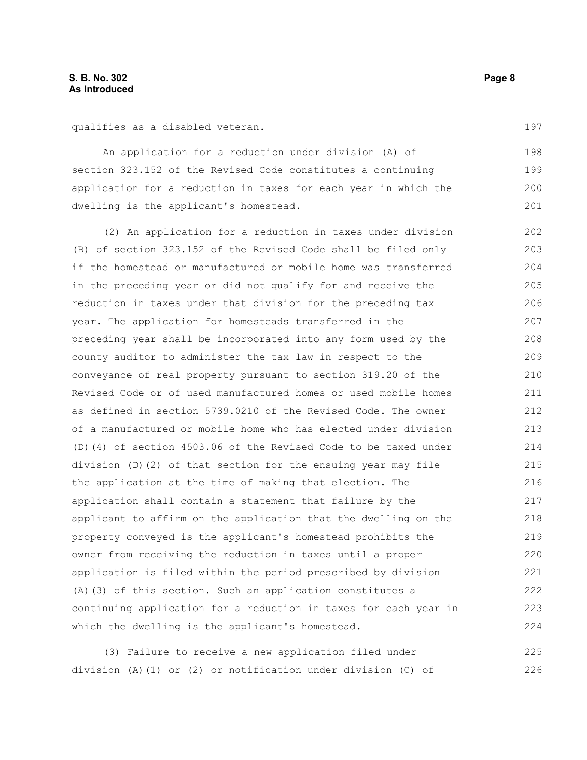qualifies as a disabled veteran.

An application for a reduction under division (A) of section 323.152 of the Revised Code constitutes a continuing application for a reduction in taxes for each year in which the dwelling is the applicant's homestead.

(2) An application for a reduction in taxes under division (B) of section 323.152 of the Revised Code shall be filed only if the homestead or manufactured or mobile home was transferred in the preceding year or did not qualify for and receive the reduction in taxes under that division for the preceding tax year. The application for homesteads transferred in the preceding year shall be incorporated into any form used by the county auditor to administer the tax law in respect to the conveyance of real property pursuant to section 319.20 of the Revised Code or of used manufactured homes or used mobile homes as defined in section 5739.0210 of the Revised Code. The owner of a manufactured or mobile home who has elected under division (D)(4) of section 4503.06 of the Revised Code to be taxed under division (D)(2) of that section for the ensuing year may file the application at the time of making that election. The application shall contain a statement that failure by the applicant to affirm on the application that the dwelling on the property conveyed is the applicant's homestead prohibits the owner from receiving the reduction in taxes until a proper application is filed within the period prescribed by division (A)(3) of this section. Such an application constitutes a continuing application for a reduction in taxes for each year in which the dwelling is the applicant's homestead.

(3) Failure to receive a new application filed under division (A)(1) or (2) or notification under division (C) of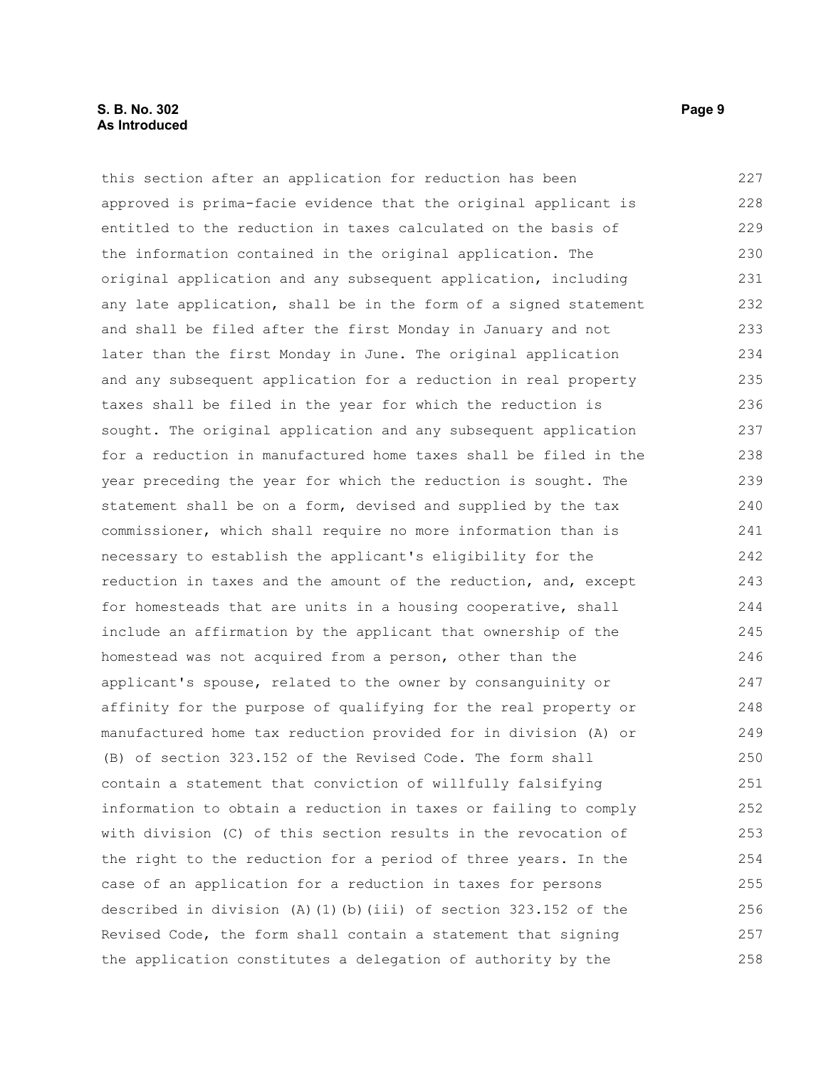this section after an application for reduction has been approved is prima-facie evidence that the original applicant is entitled to the reduction in taxes calculated on the basis of the information contained in the original application. The original application and any subsequent application, including any late application, shall be in the form of a signed statement and shall be filed after the first Monday in January and not later than the first Monday in June. The original application and any subsequent application for a reduction in real property taxes shall be filed in the year for which the reduction is sought. The original application and any subsequent application for a reduction in manufactured home taxes shall be filed in the year preceding the year for which the reduction is sought. The statement shall be on a form, devised and supplied by the tax commissioner, which shall require no more information than is necessary to establish the applicant's eligibility for the reduction in taxes and the amount of the reduction, and, except for homesteads that are units in a housing cooperative, shall include an affirmation by the applicant that ownership of the homestead was not acquired from a person, other than the applicant's spouse, related to the owner by consanguinity or affinity for the purpose of qualifying for the real property or manufactured home tax reduction provided for in division (A) or (B) of section 323.152 of the Revised Code. The form shall contain a statement that conviction of willfully falsifying information to obtain a reduction in taxes or failing to comply with division (C) of this section results in the revocation of the right to the reduction for a period of three years. In the case of an application for a reduction in taxes for persons described in division (A)(1)(b)(iii) of section 323.152 of the Revised Code, the form shall contain a statement that signing the application constitutes a delegation of authority by the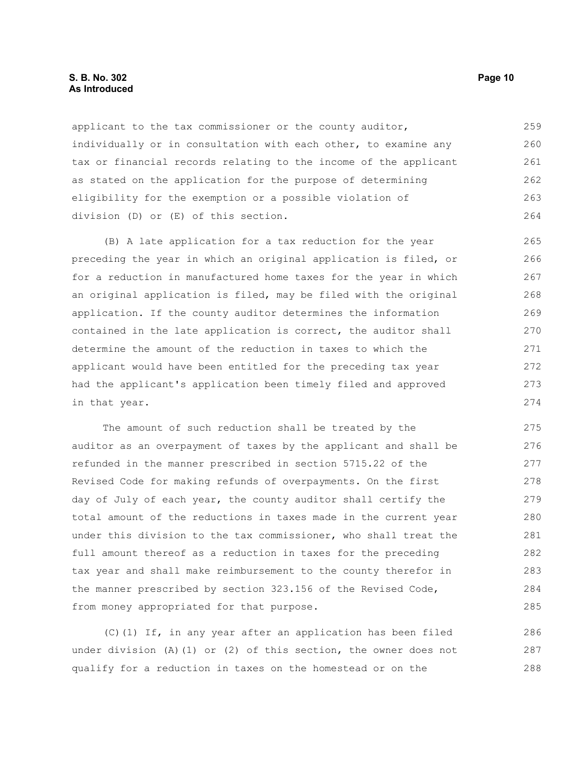applicant to the tax commissioner or the county auditor, individually or in consultation with each other, to examine any tax or financial records relating to the income of the applicant as stated on the application for the purpose of determining eligibility for the exemption or a possible violation of division (D) or (E) of this section.

(B) A late application for a tax reduction for the year preceding the year in which an original application is filed, or for a reduction in manufactured home taxes for the year in which an original application is filed, may be filed with the original application. If the county auditor determines the information contained in the late application is correct, the auditor shall determine the amount of the reduction in taxes to which the applicant would have been entitled for the preceding tax year had the applicant's application been timely filed and approved in that year.

The amount of such reduction shall be treated by the auditor as an overpayment of taxes by the applicant and shall be refunded in the manner prescribed in section 5715.22 of the Revised Code for making refunds of overpayments. On the first day of July of each year, the county auditor shall certify the total amount of the reductions in taxes made in the current year under this division to the tax commissioner, who shall treat the full amount thereof as a reduction in taxes for the preceding tax year and shall make reimbursement to the county therefor in the manner prescribed by section 323.156 of the Revised Code, from money appropriated for that purpose.

(C)(1) If, in any year after an application has been filed under division (A)(1) or (2) of this section, the owner does not qualify for a reduction in taxes on the homestead or on the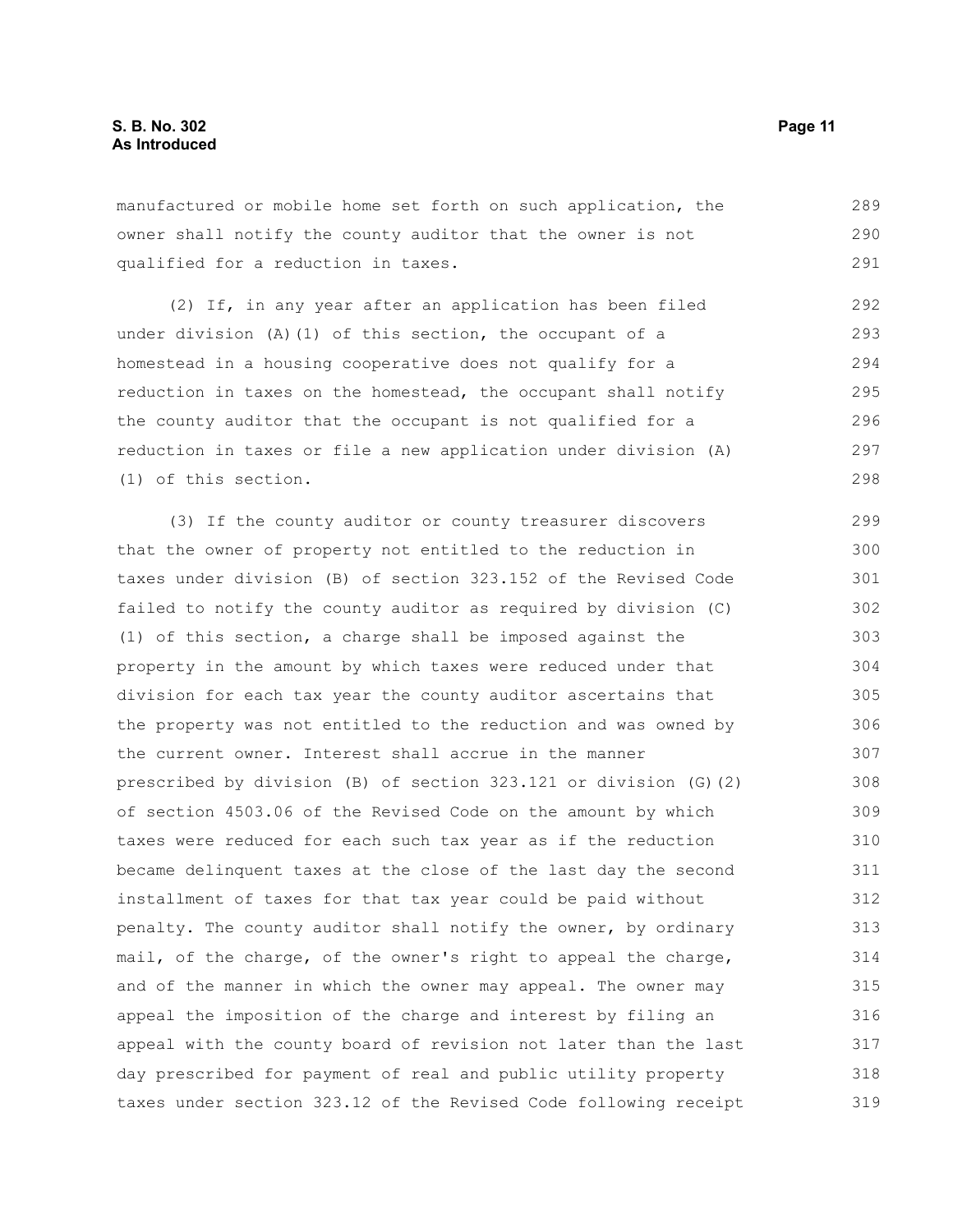manufactured or mobile home set forth on such application, the owner shall notify the county auditor that the owner is not qualified for a reduction in taxes.

(2) If, in any year after an application has been filed under division (A)(1) of this section, the occupant of a homestead in a housing cooperative does not qualify for a reduction in taxes on the homestead, the occupant shall notify the county auditor that the occupant is not qualified for a reduction in taxes or file a new application under division (A)(1) of this section.

(3) If the county auditor or county treasurer discovers that the owner of property not entitled to the reduction in taxes under division (B) of section 323.152 of the Revised Code failed to notify the county auditor as required by division (C)(1) of this section, a charge shall be imposed against the property in the amount by which taxes were reduced under that division for each tax year the county auditor ascertains that the property was not entitled to the reduction and was owned by the current owner. Interest shall accrue in the manner prescribed by division (B) of section 323.121 or division (G)(2) of section 4503.06 of the Revised Code on the amount by which taxes were reduced for each such tax year as if the reduction became delinquent taxes at the close of the last day the second installment of taxes for that tax year could be paid without penalty. The county auditor shall notify the owner, by ordinary mail, of the charge, of the owner's right to appeal the charge, and of the manner in which the owner may appeal. The owner may appeal the imposition of the charge and interest by filing an appeal with the county board of revision not later than the last day prescribed for payment of real and public utility property taxes under section 323.12 of the Revised Code following receipt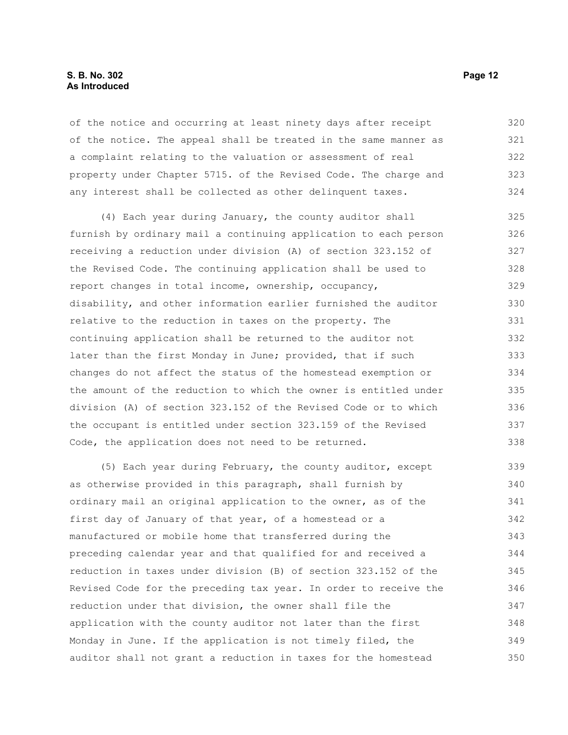of the notice and occurring at least ninety days after receipt of the notice. The appeal shall be treated in the same manner as a complaint relating to the valuation or assessment of real property under Chapter 5715. of the Revised Code. The charge and any interest shall be collected as other delinquent taxes.

(4) Each year during January, the county auditor shall furnish by ordinary mail a continuing application to each person receiving a reduction under division (A) of section 323.152 of the Revised Code. The continuing application shall be used to report changes in total income, ownership, occupancy, disability, and other information earlier furnished the auditor relative to the reduction in taxes on the property. The continuing application shall be returned to the auditor not later than the first Monday in June; provided, that if such changes do not affect the status of the homestead exemption or the amount of the reduction to which the owner is entitled under division (A) of section 323.152 of the Revised Code or to which the occupant is entitled under section 323.159 of the Revised Code, the application does not need to be returned.

(5) Each year during February, the county auditor, except as otherwise provided in this paragraph, shall furnish by ordinary mail an original application to the owner, as of the first day of January of that year, of a homestead or a manufactured or mobile home that transferred during the preceding calendar year and that qualified for and received a reduction in taxes under division (B) of section 323.152 of the Revised Code for the preceding tax year. In order to receive the reduction under that division, the owner shall file the application with the county auditor not later than the first Monday in June. If the application is not timely filed, the auditor shall not grant a reduction in taxes for the homestead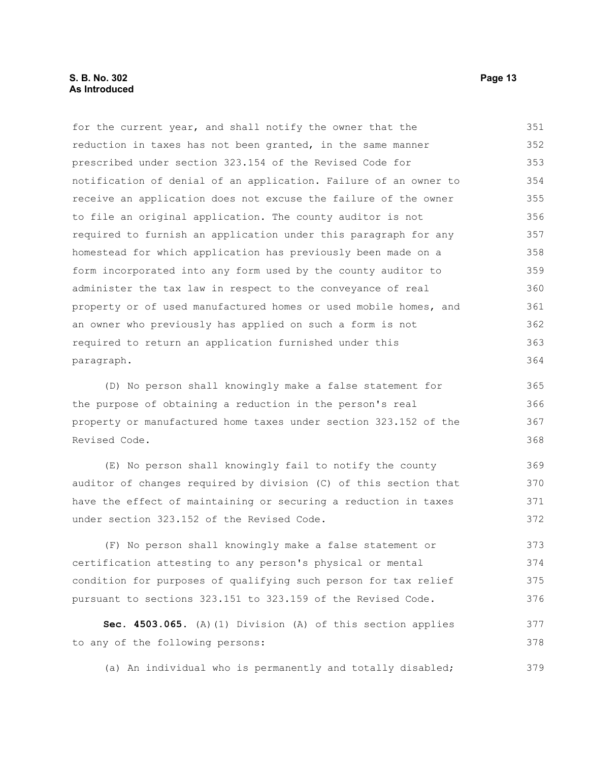for the current year, and shall notify the owner that the reduction in taxes has not been granted, in the same manner prescribed under section 323.154 of the Revised Code for notification of denial of an application. Failure of an owner to receive an application does not excuse the failure of the owner to file an original application. The county auditor is not required to furnish an application under this paragraph for any homestead for which application has previously been made on a form incorporated into any form used by the county auditor to administer the tax law in respect to the conveyance of real property or of used manufactured homes or used mobile homes, and an owner who previously has applied on such a form is not required to return an application furnished under this paragraph.

(D) No person shall knowingly make a false statement for the purpose of obtaining a reduction in the person's real property or manufactured home taxes under section 323.152 of the Revised Code.

(E) No person shall knowingly fail to notify the county auditor of changes required by division (C) of this section that have the effect of maintaining or securing a reduction in taxes under section 323.152 of the Revised Code.

(F) No person shall knowingly make a false statement or certification attesting to any person's physical or mental condition for purposes of qualifying such person for tax relief pursuant to sections 323.151 to 323.159 of the Revised Code.

**Sec. 4503.065.** (A)(1) Division (A) of this section applies to any of the following persons:

(a) An individual who is permanently and totally disabled;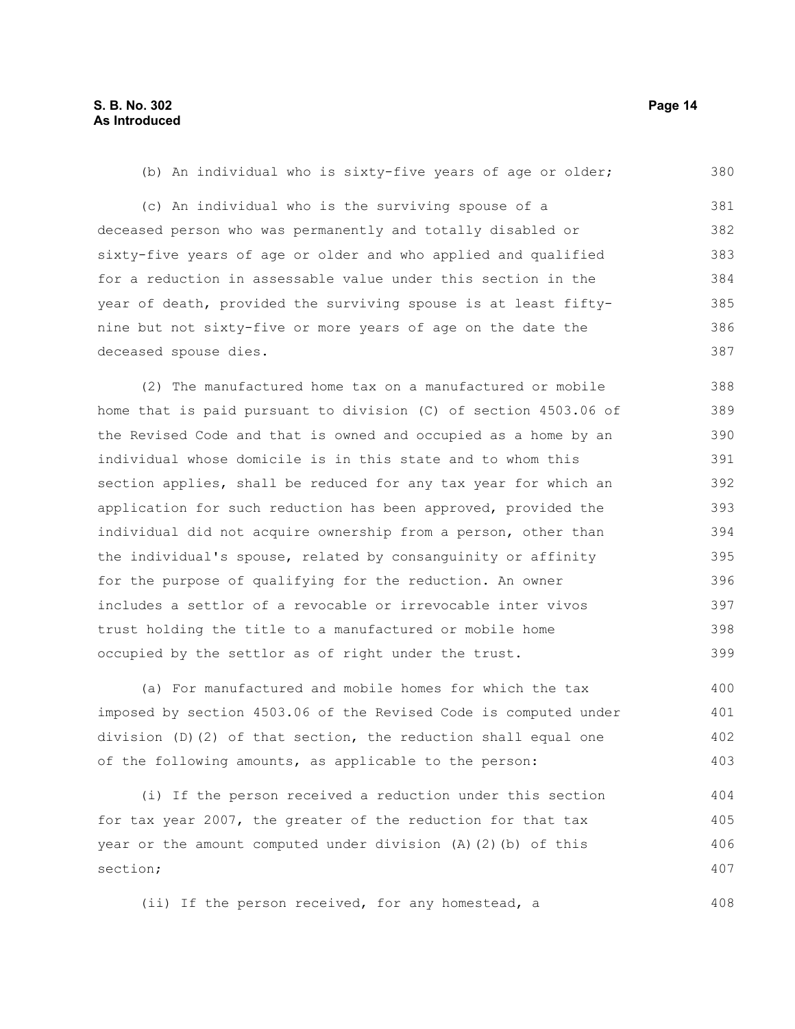(b) An individual who is sixty-five years of age or older;

(c) An individual who is the surviving spouse of a deceased person who was permanently and totally disabled or sixty-five years of age or older and who applied and qualified for a reduction in assessable value under this section in the year of death, provided the surviving spouse is at least fifty-nine but not sixty-five or more years of age on the date the deceased spouse dies.

(2) The manufactured home tax on a manufactured or mobile home that is paid pursuant to division (C) of section 4503.06 of the Revised Code and that is owned and occupied as a home by an individual whose domicile is in this state and to whom this section applies, shall be reduced for any tax year for which an application for such reduction has been approved, provided the individual did not acquire ownership from a person, other than the individual's spouse, related by consanguinity or affinity for the purpose of qualifying for the reduction. An owner includes a settlor of a revocable or irrevocable inter vivos trust holding the title to a manufactured or mobile home occupied by the settlor as of right under the trust.

(a) For manufactured and mobile homes for which the tax imposed by section 4503.06 of the Revised Code is computed under division (D)(2) of that section, the reduction shall equal one of the following amounts, as applicable to the person:

(i) If the person received a reduction under this section for tax year 2007, the greater of the reduction for that tax year or the amount computed under division (A)(2)(b) of this section;

(ii) If the person received, for any homestead, a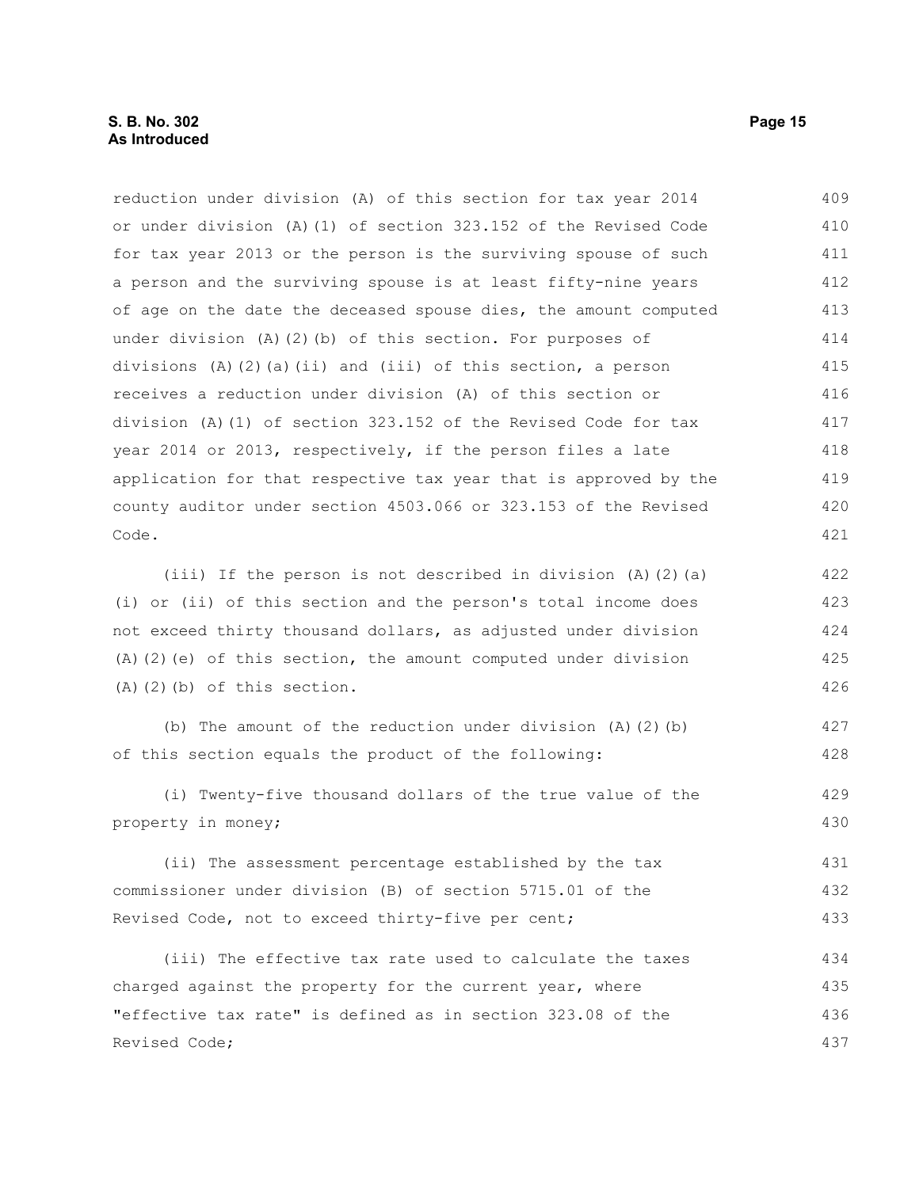reduction under division (A) of this section for tax year 2014 or under division (A)(1) of section 323.152 of the Revised Code for tax year 2013 or the person is the surviving spouse of such a person and the surviving spouse is at least fifty-nine years of age on the date the deceased spouse dies, the amount computed under division (A)(2)(b) of this section. For purposes of divisions (A)(2)(a)(ii) and (iii) of this section, a person receives a reduction under division (A) of this section or division (A)(1) of section 323.152 of the Revised Code for tax year 2014 or 2013, respectively, if the person files a late application for that respective tax year that is approved by the county auditor under section 4503.066 or 323.153 of the Revised Code.

(iii) If the person is not described in division (A)(2)(a)(i) or (ii) of this section and the person's total income does not exceed thirty thousand dollars, as adjusted under division (A)(2)(e) of this section, the amount computed under division (A)(2)(b) of this section.

(b) The amount of the reduction under division (A)(2)(b) of this section equals the product of the following:

(i) Twenty-five thousand dollars of the true value of the property in money;

(ii) The assessment percentage established by the tax commissioner under division (B) of section 5715.01 of the Revised Code, not to exceed thirty-five per cent;

(iii) The effective tax rate used to calculate the taxes charged against the property for the current year, where "effective tax rate" is defined as in section 323.08 of the Revised Code;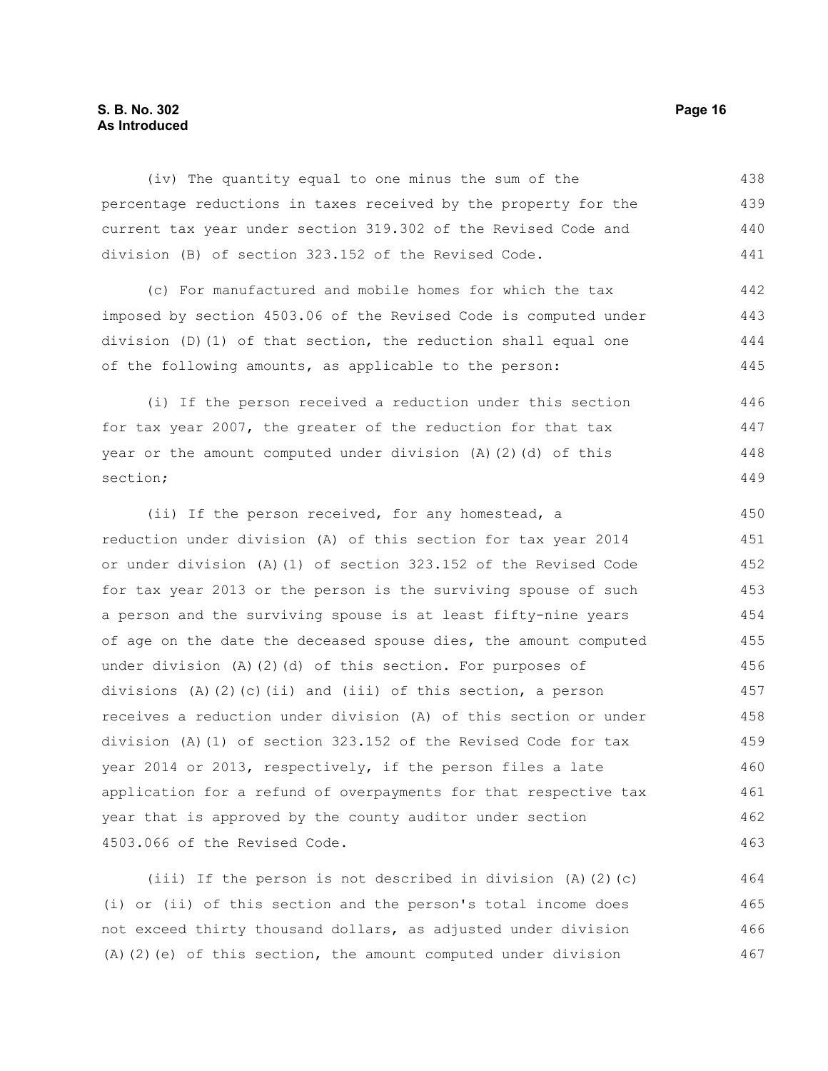(iv) The quantity equal to one minus the sum of the percentage reductions in taxes received by the property for the current tax year under section 319.302 of the Revised Code and division (B) of section 323.152 of the Revised Code.

(c) For manufactured and mobile homes for which the tax imposed by section 4503.06 of the Revised Code is computed under division (D)(1) of that section, the reduction shall equal one of the following amounts, as applicable to the person:

(i) If the person received a reduction under this section for tax year 2007, the greater of the reduction for that tax year or the amount computed under division (A)(2)(d) of this section;

(ii) If the person received, for any homestead, a reduction under division (A) of this section for tax year 2014 or under division (A)(1) of section 323.152 of the Revised Code for tax year 2013 or the person is the surviving spouse of such a person and the surviving spouse is at least fifty-nine years of age on the date the deceased spouse dies, the amount computed under division (A)(2)(d) of this section. For purposes of divisions (A)(2)(c)(ii) and (iii) of this section, a person receives a reduction under division (A) of this section or under division (A)(1) of section 323.152 of the Revised Code for tax year 2014 or 2013, respectively, if the person files a late application for a refund of overpayments for that respective tax year that is approved by the county auditor under section 4503.066 of the Revised Code.

(iii) If the person is not described in division (A)(2)(c)(i) or (ii) of this section and the person's total income does not exceed thirty thousand dollars, as adjusted under division (A)(2)(e) of this section, the amount computed under division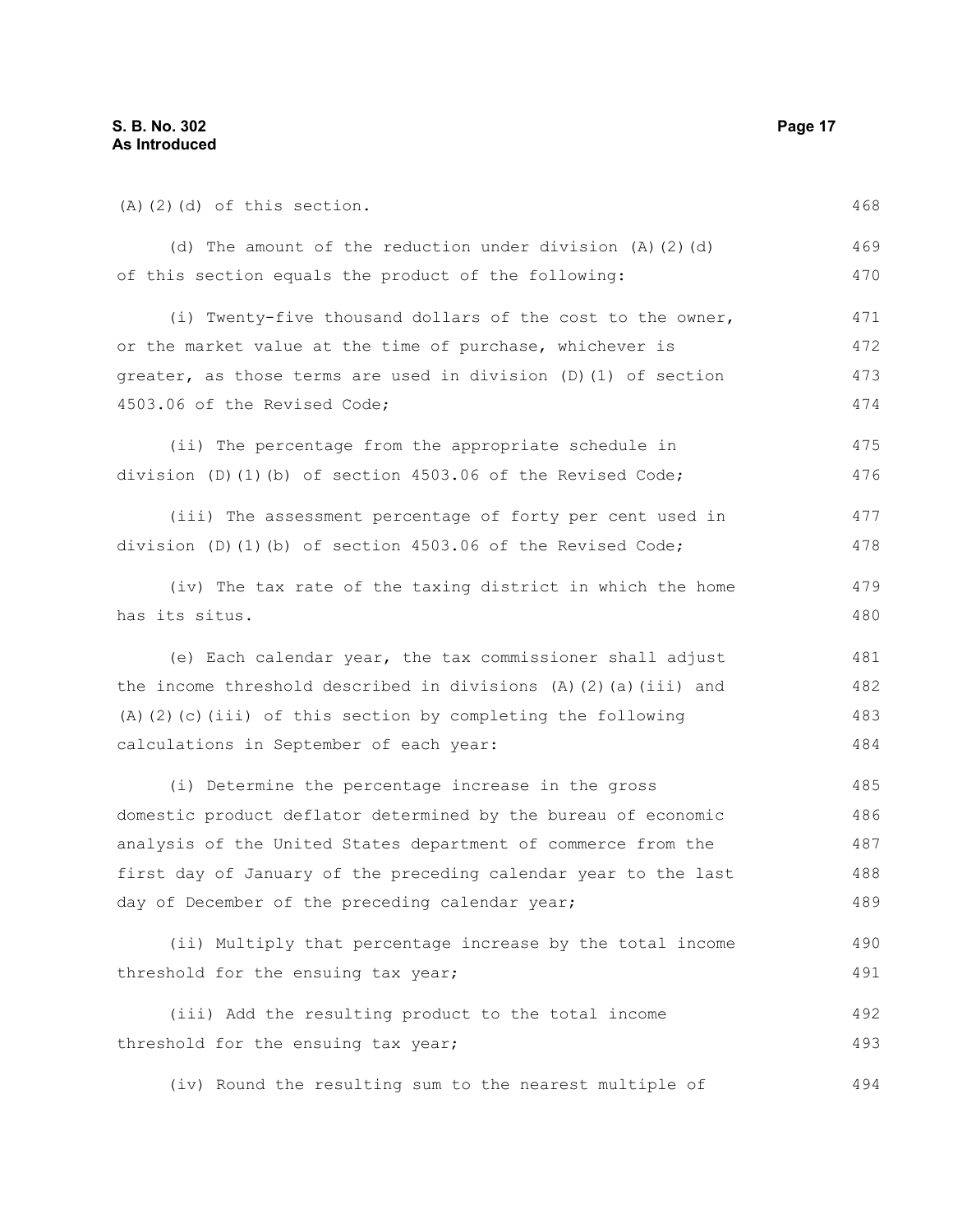(A)(2)(d) of this section.

(d) The amount of the reduction under division (A)(2)(d) of this section equals the product of the following:

(i) Twenty-five thousand dollars of the cost to the owner, or the market value at the time of purchase, whichever is greater, as those terms are used in division (D)(1) of section 4503.06 of the Revised Code;

(ii) The percentage from the appropriate schedule in division (D)(1)(b) of section 4503.06 of the Revised Code;

(iii) The assessment percentage of forty per cent used in division (D)(1)(b) of section 4503.06 of the Revised Code;

(iv) The tax rate of the taxing district in which the home has its situs.

(e) Each calendar year, the tax commissioner shall adjust the income threshold described in divisions (A)(2)(a)(iii) and (A)(2)(c)(iii) of this section by completing the following calculations in September of each year:

(i) Determine the percentage increase in the gross domestic product deflator determined by the bureau of economic analysis of the United States department of commerce from the first day of January of the preceding calendar year to the last day of December of the preceding calendar year;

(ii) Multiply that percentage increase by the total income threshold for the ensuing tax year;

(iii) Add the resulting product to the total income threshold for the ensuing tax year;

(iv) Round the resulting sum to the nearest multiple of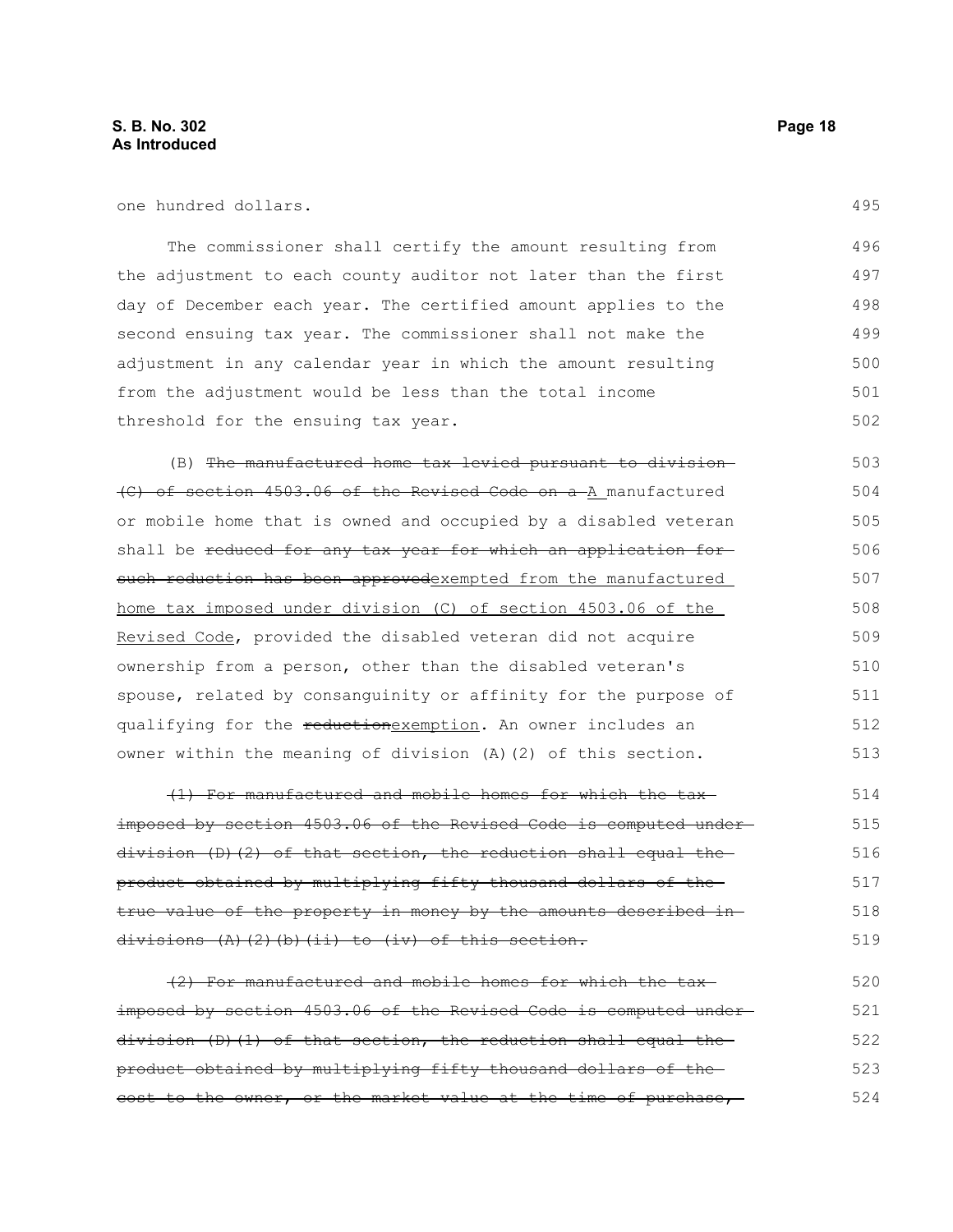one hundred dollars.

The commissioner shall certify the amount resulting from the adjustment to each county auditor not later than the first day of December each year. The certified amount applies to the second ensuing tax year. The commissioner shall not make the adjustment in any calendar year in which the amount resulting from the adjustment would be less than the total income threshold for the ensuing tax year.

(B) ~~The manufactured home tax levied pursuant to division (C) of section 4503.06 of the Revised Code on a~~ A manufactured or mobile home that is owned and occupied by a disabled veteran shall be ~~reduced for any tax year for which an application for such reduction has been approved~~exempted from the manufactured home tax imposed under division (C) of section 4503.06 of the Revised Code, provided the disabled veteran did not acquire ownership from a person, other than the disabled veteran's spouse, related by consanguinity or affinity for the purpose of qualifying for the ~~reduction~~exemption. An owner includes an owner within the meaning of division (A)(2) of this section.

~~(1) For manufactured and mobile homes for which the tax imposed by section 4503.06 of the Revised Code is computed under division (D)(2) of that section, the reduction shall equal the product obtained by multiplying fifty thousand dollars of the true value of the property in money by the amounts described in divisions (A)(2)(b)(ii) to (iv) of this section.~~

~~(2) For manufactured and mobile homes for which the tax imposed by section 4503.06 of the Revised Code is computed under division (D)(1) of that section, the reduction shall equal the product obtained by multiplying fifty thousand dollars of the cost to the owner, or the market value at the time of purchase,~~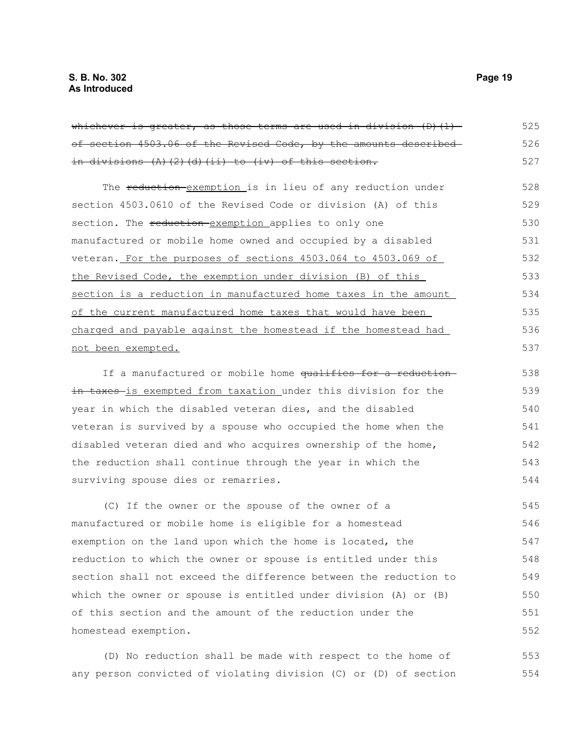~~whichever is greater, as those terms are used in division (D)(1) of section 4503.06 of the Revised Code, by the amounts described in divisions (A)(2)(d)(ii) to (iv) of this section.~~

The ~~reduction~~ exemption is in lieu of any reduction under section 4503.0610 of the Revised Code or division (A) of this section. The ~~reduction~~ exemption applies to only one manufactured or mobile home owned and occupied by a disabled veteran. For the purposes of sections 4503.064 to 4503.069 of the Revised Code, the exemption under division (B) of this section is a reduction in manufactured home taxes in the amount of the current manufactured home taxes that would have been charged and payable against the homestead if the homestead had not been exempted.

If a manufactured or mobile home ~~qualifies for a reduction in taxes~~ is exempted from taxation under this division for the year in which the disabled veteran dies, and the disabled veteran is survived by a spouse who occupied the home when the disabled veteran died and who acquires ownership of the home, the reduction shall continue through the year in which the surviving spouse dies or remarries.

(C) If the owner or the spouse of the owner of a manufactured or mobile home is eligible for a homestead exemption on the land upon which the home is located, the reduction to which the owner or spouse is entitled under this section shall not exceed the difference between the reduction to which the owner or spouse is entitled under division (A) or (B) of this section and the amount of the reduction under the homestead exemption.

(D) No reduction shall be made with respect to the home of any person convicted of violating division (C) or (D) of section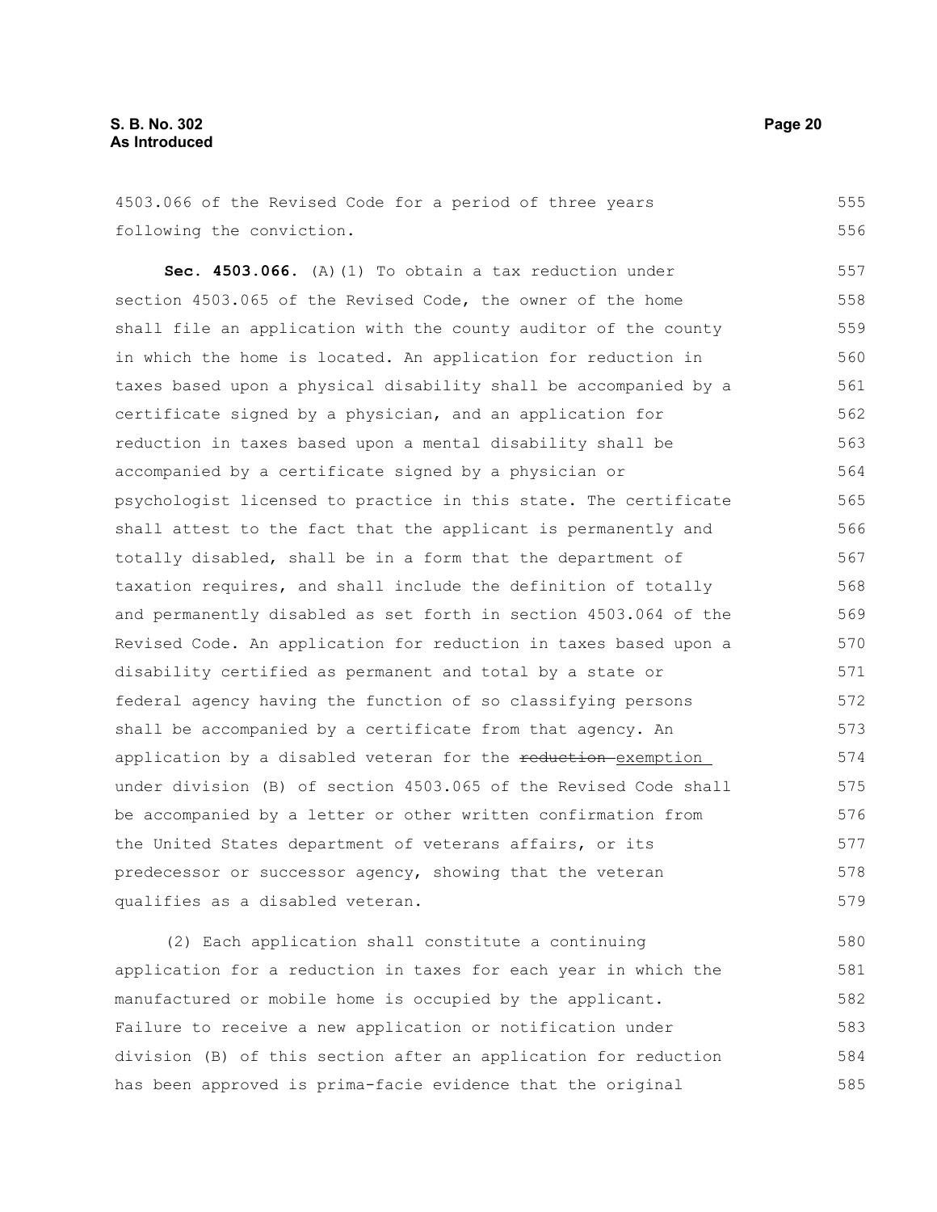4503.066 of the Revised Code for a period of three years following the conviction.

**Sec. 4503.066.** (A)(1) To obtain a tax reduction under section 4503.065 of the Revised Code, the owner of the home shall file an application with the county auditor of the county in which the home is located. An application for reduction in taxes based upon a physical disability shall be accompanied by a certificate signed by a physician, and an application for reduction in taxes based upon a mental disability shall be accompanied by a certificate signed by a physician or psychologist licensed to practice in this state. The certificate shall attest to the fact that the applicant is permanently and totally disabled, shall be in a form that the department of taxation requires, and shall include the definition of totally and permanently disabled as set forth in section 4503.064 of the Revised Code. An application for reduction in taxes based upon a disability certified as permanent and total by a state or federal agency having the function of so classifying persons shall be accompanied by a certificate from that agency. An application by a disabled veteran for the ~~reduction~~ exemption under division (B) of section 4503.065 of the Revised Code shall be accompanied by a letter or other written confirmation from the United States department of veterans affairs, or its predecessor or successor agency, showing that the veteran qualifies as a disabled veteran.

(2) Each application shall constitute a continuing application for a reduction in taxes for each year in which the manufactured or mobile home is occupied by the applicant. Failure to receive a new application or notification under division (B) of this section after an application for reduction has been approved is prima-facie evidence that the original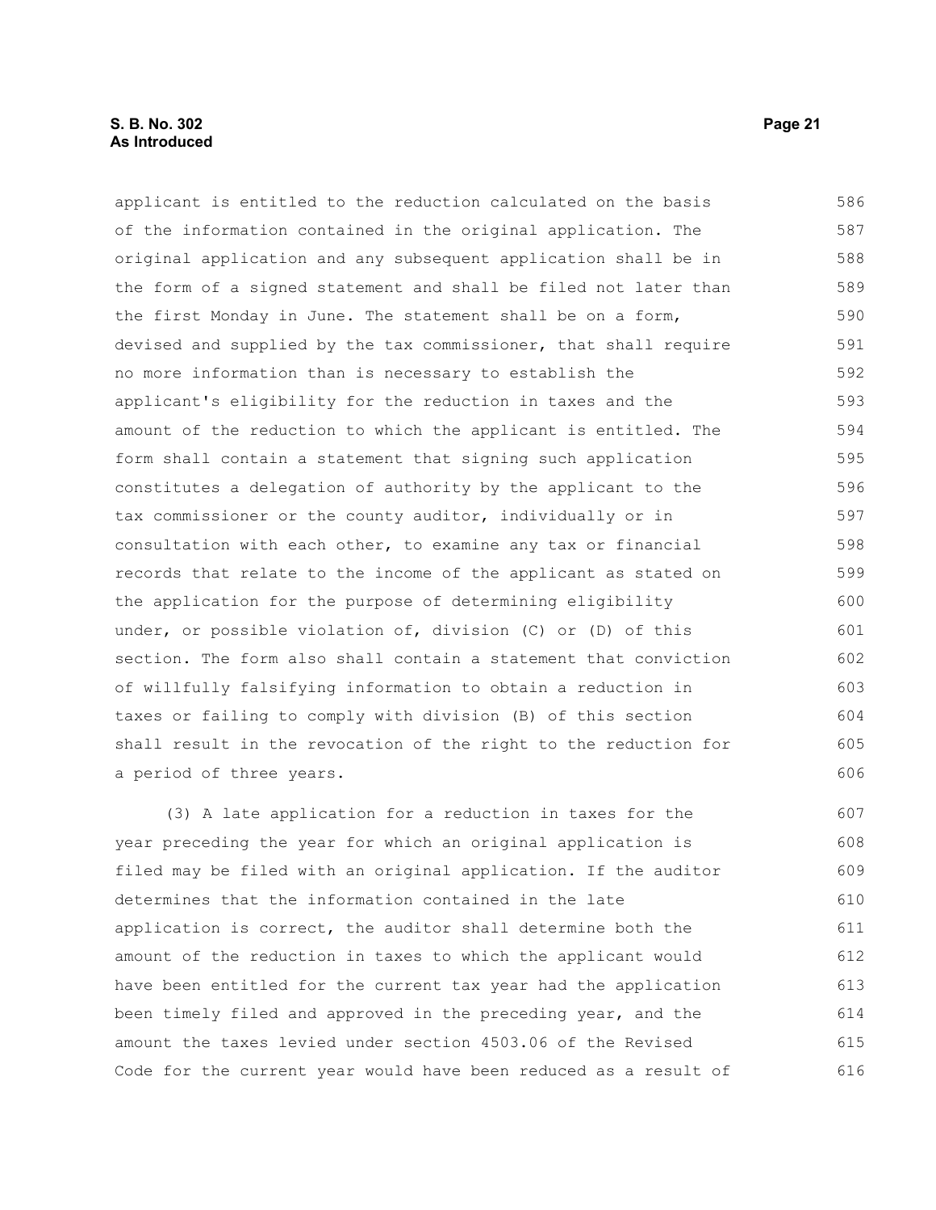applicant is entitled to the reduction calculated on the basis of the information contained in the original application. The original application and any subsequent application shall be in the form of a signed statement and shall be filed not later than the first Monday in June. The statement shall be on a form, devised and supplied by the tax commissioner, that shall require no more information than is necessary to establish the applicant's eligibility for the reduction in taxes and the amount of the reduction to which the applicant is entitled. The form shall contain a statement that signing such application constitutes a delegation of authority by the applicant to the tax commissioner or the county auditor, individually or in consultation with each other, to examine any tax or financial records that relate to the income of the applicant as stated on the application for the purpose of determining eligibility under, or possible violation of, division (C) or (D) of this section. The form also shall contain a statement that conviction of willfully falsifying information to obtain a reduction in taxes or failing to comply with division (B) of this section shall result in the revocation of the right to the reduction for a period of three years.

(3) A late application for a reduction in taxes for the year preceding the year for which an original application is filed may be filed with an original application. If the auditor determines that the information contained in the late application is correct, the auditor shall determine both the amount of the reduction in taxes to which the applicant would have been entitled for the current tax year had the application been timely filed and approved in the preceding year, and the amount the taxes levied under section 4503.06 of the Revised Code for the current year would have been reduced as a result of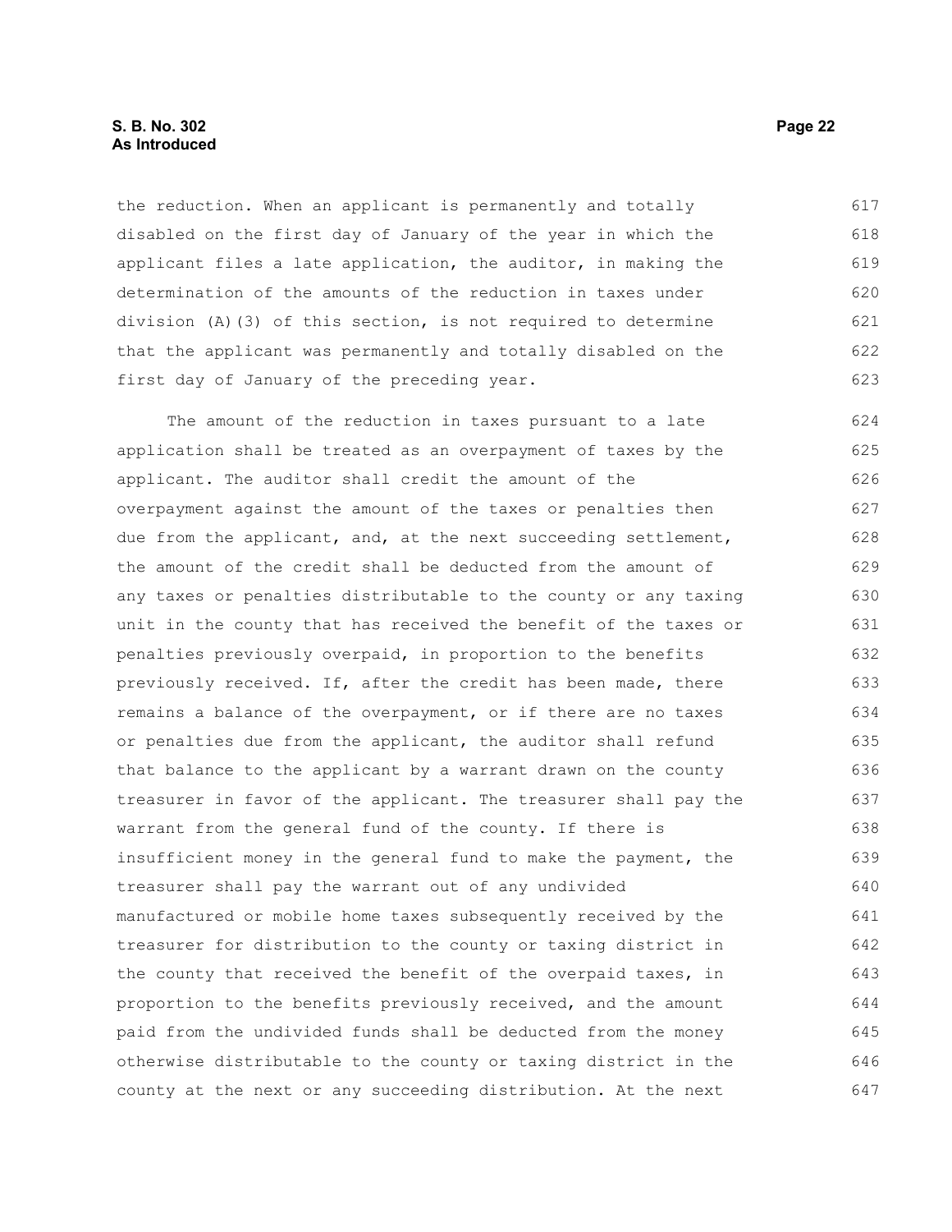the reduction. When an applicant is permanently and totally disabled on the first day of January of the year in which the applicant files a late application, the auditor, in making the determination of the amounts of the reduction in taxes under division (A)(3) of this section, is not required to determine that the applicant was permanently and totally disabled on the first day of January of the preceding year.

The amount of the reduction in taxes pursuant to a late application shall be treated as an overpayment of taxes by the applicant. The auditor shall credit the amount of the overpayment against the amount of the taxes or penalties then due from the applicant, and, at the next succeeding settlement, the amount of the credit shall be deducted from the amount of any taxes or penalties distributable to the county or any taxing unit in the county that has received the benefit of the taxes or penalties previously overpaid, in proportion to the benefits previously received. If, after the credit has been made, there remains a balance of the overpayment, or if there are no taxes or penalties due from the applicant, the auditor shall refund that balance to the applicant by a warrant drawn on the county treasurer in favor of the applicant. The treasurer shall pay the warrant from the general fund of the county. If there is insufficient money in the general fund to make the payment, the treasurer shall pay the warrant out of any undivided manufactured or mobile home taxes subsequently received by the treasurer for distribution to the county or taxing district in the county that received the benefit of the overpaid taxes, in proportion to the benefits previously received, and the amount paid from the undivided funds shall be deducted from the money otherwise distributable to the county or taxing district in the county at the next or any succeeding distribution. At the next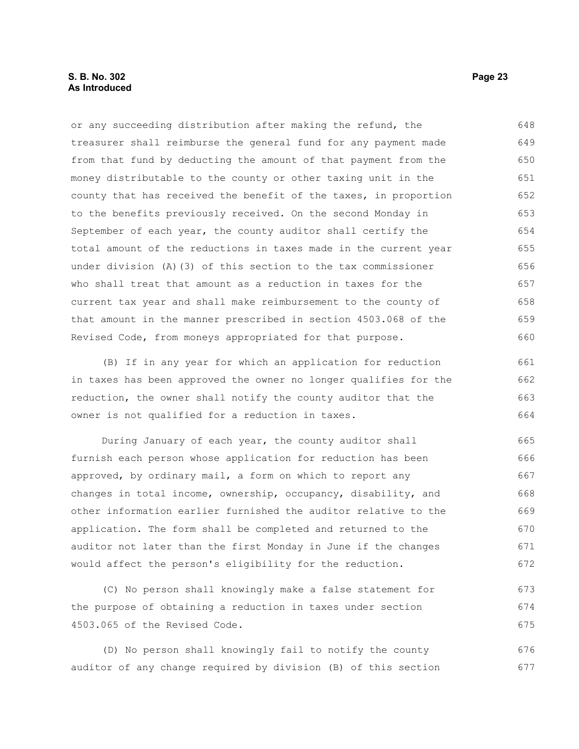or any succeeding distribution after making the refund, the treasurer shall reimburse the general fund for any payment made from that fund by deducting the amount of that payment from the money distributable to the county or other taxing unit in the county that has received the benefit of the taxes, in proportion to the benefits previously received. On the second Monday in September of each year, the county auditor shall certify the total amount of the reductions in taxes made in the current year under division (A)(3) of this section to the tax commissioner who shall treat that amount as a reduction in taxes for the current tax year and shall make reimbursement to the county of that amount in the manner prescribed in section 4503.068 of the Revised Code, from moneys appropriated for that purpose.

(B) If in any year for which an application for reduction in taxes has been approved the owner no longer qualifies for the reduction, the owner shall notify the county auditor that the owner is not qualified for a reduction in taxes.

During January of each year, the county auditor shall furnish each person whose application for reduction has been approved, by ordinary mail, a form on which to report any changes in total income, ownership, occupancy, disability, and other information earlier furnished the auditor relative to the application. The form shall be completed and returned to the auditor not later than the first Monday in June if the changes would affect the person's eligibility for the reduction.

(C) No person shall knowingly make a false statement for the purpose of obtaining a reduction in taxes under section 4503.065 of the Revised Code.

(D) No person shall knowingly fail to notify the county auditor of any change required by division (B) of this section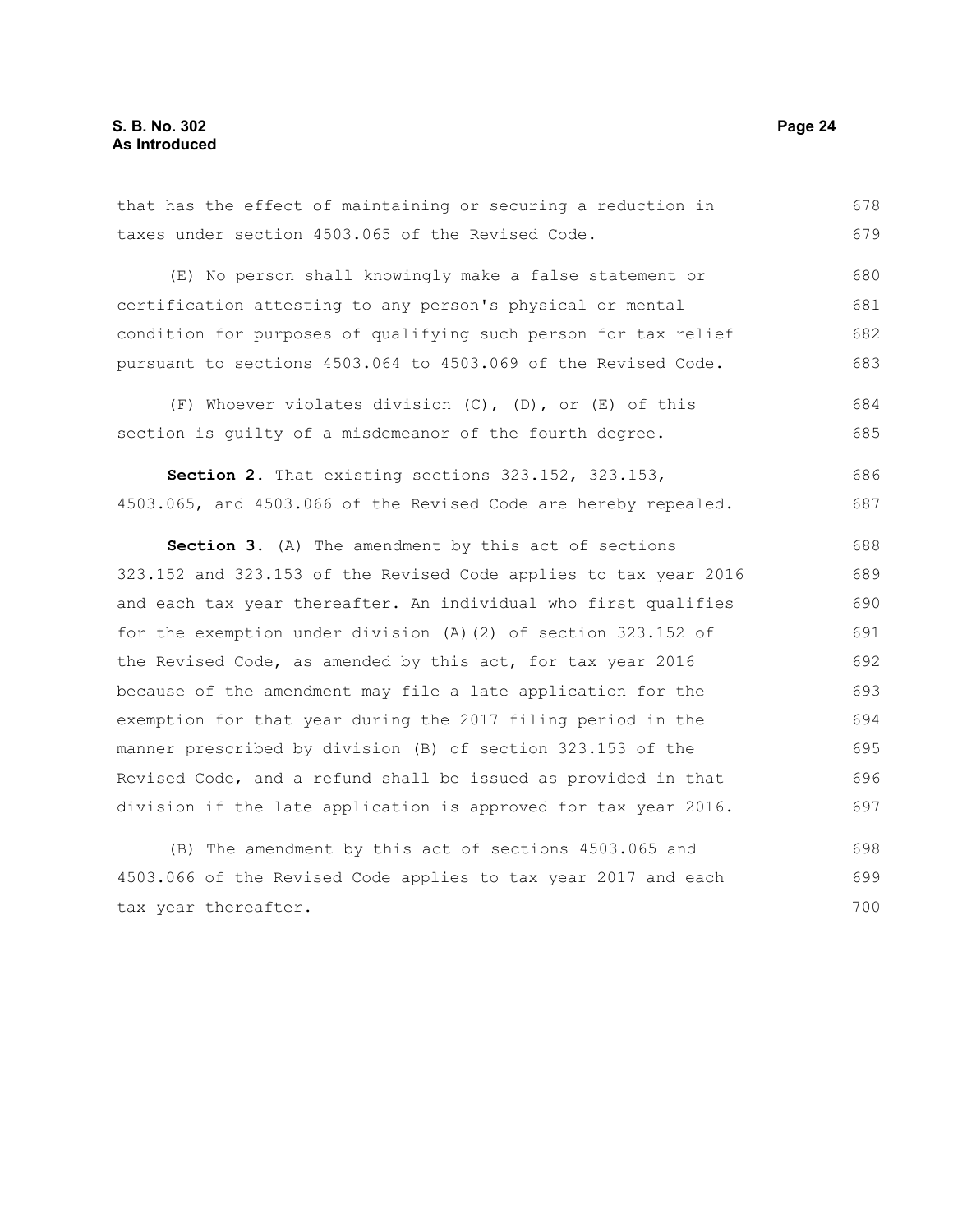that has the effect of maintaining or securing a reduction in taxes under section 4503.065 of the Revised Code.

(E) No person shall knowingly make a false statement or certification attesting to any person's physical or mental condition for purposes of qualifying such person for tax relief pursuant to sections 4503.064 to 4503.069 of the Revised Code.

(F) Whoever violates division (C), (D), or (E) of this section is guilty of a misdemeanor of the fourth degree.

**Section 2.** That existing sections 323.152, 323.153, 4503.065, and 4503.066 of the Revised Code are hereby repealed.

**Section 3.** (A) The amendment by this act of sections 323.152 and 323.153 of the Revised Code applies to tax year 2016 and each tax year thereafter. An individual who first qualifies for the exemption under division (A)(2) of section 323.152 of the Revised Code, as amended by this act, for tax year 2016 because of the amendment may file a late application for the exemption for that year during the 2017 filing period in the manner prescribed by division (B) of section 323.153 of the Revised Code, and a refund shall be issued as provided in that division if the late application is approved for tax year 2016.

(B) The amendment by this act of sections 4503.065 and 4503.066 of the Revised Code applies to tax year 2017 and each tax year thereafter.